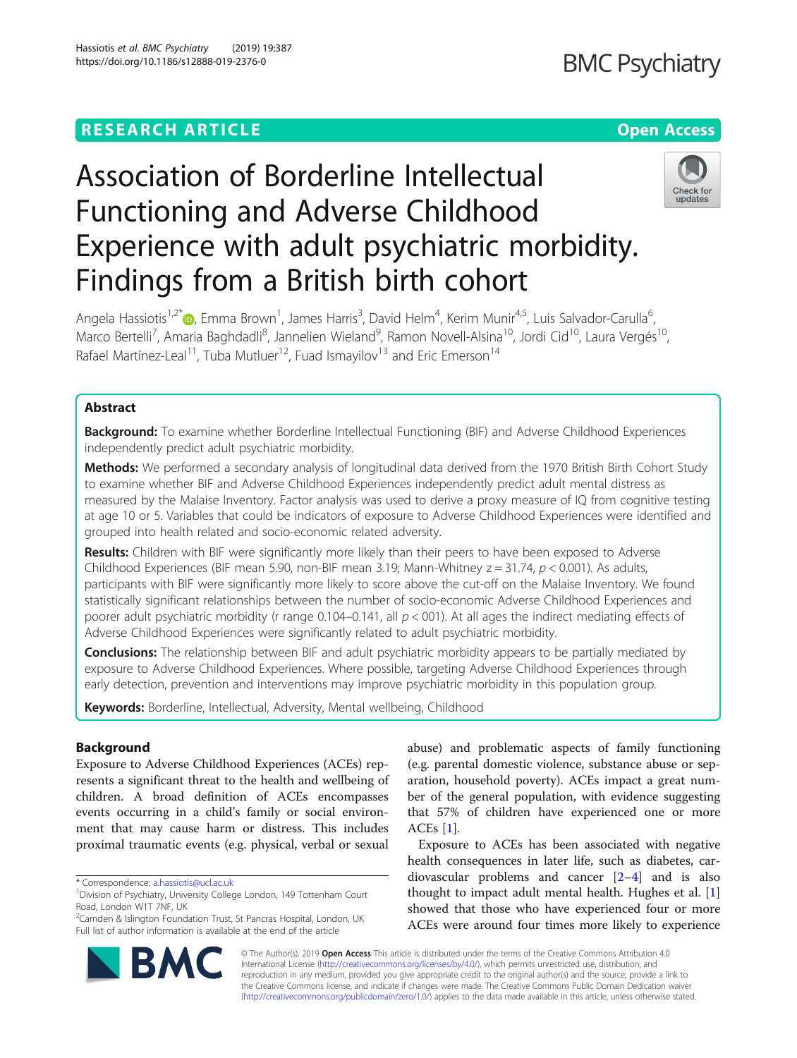RESEARCH ARTICLE

Open Access

# Association of Borderline Intellectual Functioning and Adverse Childhood Experience with adult psychiatric morbidity. Findings from a British birth cohort

Angela Hassiotis[1,2*], Emma Brown[1], James Harris[3], David Helm[4], Kerim Munir[4,5], Luis Salvador-Carulla[6], Marco Bertelli[7], Amaria Baghdadli[8], Jannelien Wieland[9], Ramon Novell-Alsina[10], Jordi Cid[10], Laura Vergés[10], Rafael Martínez-Leal[11], Tuba Mutluer[12], Fuad Ismayilov[13] and Eric Emerson[14]

## Abstract

**Background:** To examine whether Borderline Intellectual Functioning (BIF) and Adverse Childhood Experiences independently predict adult psychiatric morbidity.

**Methods:** We performed a secondary analysis of longitudinal data derived from the 1970 British Birth Cohort Study to examine whether BIF and Adverse Childhood Experiences independently predict adult mental distress as measured by the Malaise Inventory. Factor analysis was used to derive a proxy measure of IQ from cognitive testing at age 10 or 5. Variables that could be indicators of exposure to Adverse Childhood Experiences were identified and grouped into health related and socio-economic related adversity.

**Results:** Children with BIF were significantly more likely than their peers to have been exposed to Adverse Childhood Experiences (BIF mean 5.90, non-BIF mean 3.19; Mann-Whitney $z = 31.74$, $p < 0.001$). As adults, participants with BIF were significantly more likely to score above the cut-off on the Malaise Inventory. We found statistically significant relationships between the number of socio-economic Adverse Childhood Experiences and poorer adult psychiatric morbidity (r range 0.104–0.141, all $p < 001$). At all ages the indirect mediating effects of Adverse Childhood Experiences were significantly related to adult psychiatric morbidity.

**Conclusions:** The relationship between BIF and adult psychiatric morbidity appears to be partially mediated by exposure to Adverse Childhood Experiences. Where possible, targeting Adverse Childhood Experiences through early detection, prevention and interventions may improve psychiatric morbidity in this population group.

**Keywords:** Borderline, Intellectual, Adversity, Mental wellbeing, Childhood

## Background

Exposure to Adverse Childhood Experiences (ACEs) represents a significant threat to the health and wellbeing of children. A broad definition of ACEs encompasses events occurring in a child's family or social environment that may cause harm or distress. This includes proximal traumatic events (e.g. physical, verbal or sexual abuse) and problematic aspects of family functioning (e.g. parental domestic violence, substance abuse or separation, household poverty). ACEs impact a great number of the general population, with evidence suggesting that 57% of children have experienced one or more ACEs [1].

Exposure to ACEs has been associated with negative health consequences in later life, such as diabetes, cardiovascular problems and cancer [2–4] and is also thought to impact adult mental health. Hughes et al. [1] showed that those who have experienced four or more ACEs were around four times more likely to experience

\* Correspondence: a.hassiotis@ucl.ac.uk
[1] Division of Psychiatry, University College London, 149 Tottenham Court Road, London W1T 7NF, UK
[2] Camden & Islington Foundation Trust, St Pancras Hospital, London, UK
Full list of author information is available at the end of the article

© The Author(s). 2019 **Open Access** This article is distributed under the terms of the Creative Commons Attribution 4.0 International License (http://creativecommons.org/licenses/by/4.0/), which permits unrestricted use, distribution, and reproduction in any medium, provided you give appropriate credit to the original author(s) and the source, provide a link to the Creative Commons license, and indicate if changes were made. The Creative Commons Public Domain Dedication waiver (http://creativecommons.org/publicdomain/zero/1.0/) applies to the data made available in this article, unless otherwise stated.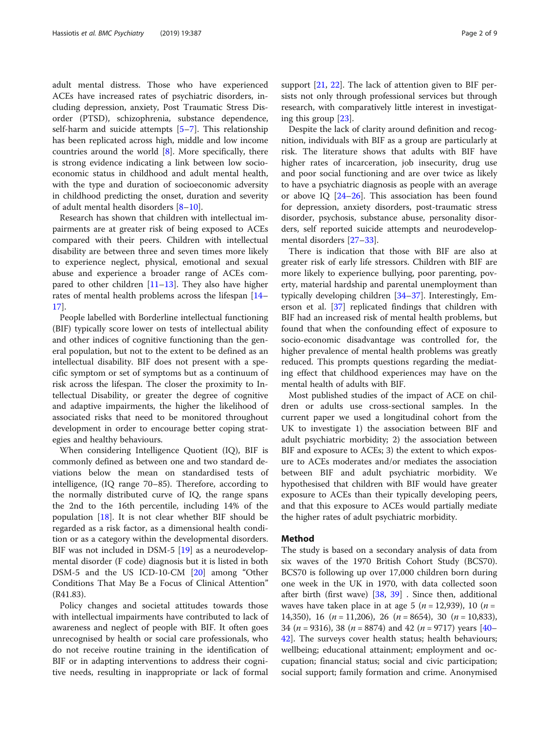adult mental distress. Those who have experienced ACEs have increased rates of psychiatric disorders, including depression, anxiety, Post Traumatic Stress Disorder (PTSD), schizophrenia, substance dependence, self-harm and suicide attempts [5–7]. This relationship has been replicated across high, middle and low income countries around the world [8]. More specifically, there is strong evidence indicating a link between low socioeconomic status in childhood and adult mental health, with the type and duration of socioeconomic adversity in childhood predicting the onset, duration and severity of adult mental health disorders [8–10].

Research has shown that children with intellectual impairments are at greater risk of being exposed to ACEs compared with their peers. Children with intellectual disability are between three and seven times more likely to experience neglect, physical, emotional and sexual abuse and experience a broader range of ACEs compared to other children [11–13]. They also have higher rates of mental health problems across the lifespan [14–17].

People labelled with Borderline intellectual functioning (BIF) typically score lower on tests of intellectual ability and other indices of cognitive functioning than the general population, but not to the extent to be defined as an intellectual disability. BIF does not present with a specific symptom or set of symptoms but as a continuum of risk across the lifespan. The closer the proximity to Intellectual Disability, or greater the degree of cognitive and adaptive impairments, the higher the likelihood of associated risks that need to be monitored throughout development in order to encourage better coping strategies and healthy behaviours.

When considering Intelligence Quotient (IQ), BIF is commonly defined as between one and two standard deviations below the mean on standardised tests of intelligence, (IQ range 70–85). Therefore, according to the normally distributed curve of IQ, the range spans the 2nd to the 16th percentile, including 14% of the population [18]. It is not clear whether BIF should be regarded as a risk factor, as a dimensional health condition or as a category within the developmental disorders. BIF was not included in DSM-5 [19] as a neurodevelopmental disorder (F code) diagnosis but it is listed in both DSM-5 and the US ICD-10-CM [20] among "Other Conditions That May Be a Focus of Clinical Attention" (R41.83).

Policy changes and societal attitudes towards those with intellectual impairments have contributed to lack of awareness and neglect of people with BIF. It often goes unrecognised by health or social care professionals, who do not receive routine training in the identification of BIF or in adapting interventions to address their cognitive needs, resulting in inappropriate or lack of formal support [21, 22]. The lack of attention given to BIF persists not only through professional services but through research, with comparatively little interest in investigating this group [23].

Despite the lack of clarity around definition and recognition, individuals with BIF as a group are particularly at risk. The literature shows that adults with BIF have higher rates of incarceration, job insecurity, drug use and poor social functioning and are over twice as likely to have a psychiatric diagnosis as people with an average or above IQ [24–26]. This association has been found for depression, anxiety disorders, post-traumatic stress disorder, psychosis, substance abuse, personality disorders, self reported suicide attempts and neurodevelopmental disorders [27–33].

There is indication that those with BIF are also at greater risk of early life stressors. Children with BIF are more likely to experience bullying, poor parenting, poverty, material hardship and parental unemployment than typically developing children [34–37]. Interestingly, Emerson et al. [37] replicated findings that children with BIF had an increased risk of mental health problems, but found that when the confounding effect of exposure to socio-economic disadvantage was controlled for, the higher prevalence of mental health problems was greatly reduced. This prompts questions regarding the mediating effect that childhood experiences may have on the mental health of adults with BIF.

Most published studies of the impact of ACE on children or adults use cross-sectional samples. In the current paper we used a longitudinal cohort from the UK to investigate 1) the association between BIF and adult psychiatric morbidity; 2) the association between BIF and exposure to ACEs; 3) the extent to which exposure to ACEs moderates and/or mediates the association between BIF and adult psychiatric morbidity. We hypothesised that children with BIF would have greater exposure to ACEs than their typically developing peers, and that this exposure to ACEs would partially mediate the higher rates of adult psychiatric morbidity.

## Method

The study is based on a secondary analysis of data from six waves of the 1970 British Cohort Study (BCS70). BCS70 is following up over 17,000 children born during one week in the UK in 1970, with data collected soon after birth (first wave) [38, 39] . Since then, additional waves have taken place in at age 5 ($n = 12{,}939$), 10 ($n = 14{,}350$), 16 ($n = 11{,}206$), 26 ($n = 8654$), 30 ($n = 10{,}833$), 34 ($n = 9316$), 38 ($n = 8874$) and 42 ($n = 9717$) years [40–42]. The surveys cover health status; health behaviours; wellbeing; educational attainment; employment and occupation; financial status; social and civic participation; social support; family formation and crime. Anonymised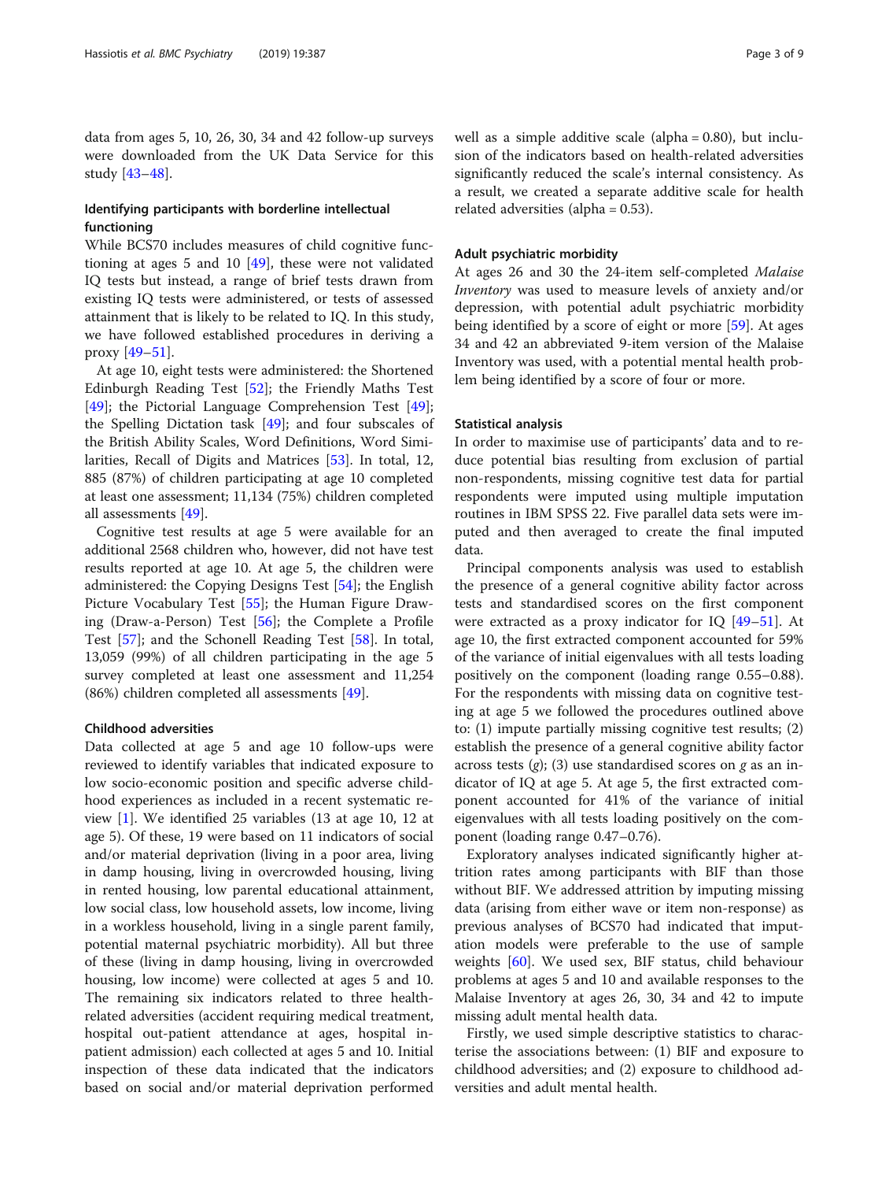data from ages 5, 10, 26, 30, 34 and 42 follow-up surveys were downloaded from the UK Data Service for this study [43–48].

### Identifying participants with borderline intellectual functioning

While BCS70 includes measures of child cognitive functioning at ages 5 and 10 [49], these were not validated IQ tests but instead, a range of brief tests drawn from existing IQ tests were administered, or tests of assessed attainment that is likely to be related to IQ. In this study, we have followed established procedures in deriving a proxy [49–51].

At age 10, eight tests were administered: the Shortened Edinburgh Reading Test [52]; the Friendly Maths Test [49]; the Pictorial Language Comprehension Test [49]; the Spelling Dictation task [49]; and four subscales of the British Ability Scales, Word Definitions, Word Similarities, Recall of Digits and Matrices [53]. In total, 12, 885 (87%) of children participating at age 10 completed at least one assessment; 11,134 (75%) children completed all assessments [49].

Cognitive test results at age 5 were available for an additional 2568 children who, however, did not have test results reported at age 10. At age 5, the children were administered: the Copying Designs Test [54]; the English Picture Vocabulary Test [55]; the Human Figure Drawing (Draw-a-Person) Test [56]; the Complete a Profile Test [57]; and the Schonell Reading Test [58]. In total, 13,059 (99%) of all children participating in the age 5 survey completed at least one assessment and 11,254 (86%) children completed all assessments [49].

### Childhood adversities

Data collected at age 5 and age 10 follow-ups were reviewed to identify variables that indicated exposure to low socio-economic position and specific adverse childhood experiences as included in a recent systematic review [1]. We identified 25 variables (13 at age 10, 12 at age 5). Of these, 19 were based on 11 indicators of social and/or material deprivation (living in a poor area, living in damp housing, living in overcrowded housing, living in rented housing, low parental educational attainment, low social class, low household assets, low income, living in a workless household, living in a single parent family, potential maternal psychiatric morbidity). All but three of these (living in damp housing, living in overcrowded housing, low income) were collected at ages 5 and 10. The remaining six indicators related to three health-related adversities (accident requiring medical treatment, hospital out-patient attendance at ages, hospital in-patient admission) each collected at ages 5 and 10. Initial inspection of these data indicated that the indicators based on social and/or material deprivation performed well as a simple additive scale (alpha = 0.80), but inclusion of the indicators based on health-related adversities significantly reduced the scale's internal consistency. As a result, we created a separate additive scale for health related adversities (alpha = 0.53).

### Adult psychiatric morbidity

At ages 26 and 30 the 24-item self-completed *Malaise Inventory* was used to measure levels of anxiety and/or depression, with potential adult psychiatric morbidity being identified by a score of eight or more [59]. At ages 34 and 42 an abbreviated 9-item version of the Malaise Inventory was used, with a potential mental health problem being identified by a score of four or more.

### Statistical analysis

In order to maximise use of participants' data and to reduce potential bias resulting from exclusion of partial non-respondents, missing cognitive test data for partial respondents were imputed using multiple imputation routines in IBM SPSS 22. Five parallel data sets were imputed and then averaged to create the final imputed data.

Principal components analysis was used to establish the presence of a general cognitive ability factor across tests and standardised scores on the first component were extracted as a proxy indicator for IQ [49–51]. At age 10, the first extracted component accounted for 59% of the variance of initial eigenvalues with all tests loading positively on the component (loading range 0.55–0.88). For the respondents with missing data on cognitive testing at age 5 we followed the procedures outlined above to: (1) impute partially missing cognitive test results; (2) establish the presence of a general cognitive ability factor across tests ($g$); (3) use standardised scores on $g$ as an indicator of IQ at age 5. At age 5, the first extracted component accounted for 41% of the variance of initial eigenvalues with all tests loading positively on the component (loading range 0.47–0.76).

Exploratory analyses indicated significantly higher attrition rates among participants with BIF than those without BIF. We addressed attrition by imputing missing data (arising from either wave or item non-response) as previous analyses of BCS70 had indicated that imputation models were preferable to the use of sample weights [60]. We used sex, BIF status, child behaviour problems at ages 5 and 10 and available responses to the Malaise Inventory at ages 26, 30, 34 and 42 to impute missing adult mental health data.

Firstly, we used simple descriptive statistics to characterise the associations between: (1) BIF and exposure to childhood adversities; and (2) exposure to childhood adversities and adult mental health.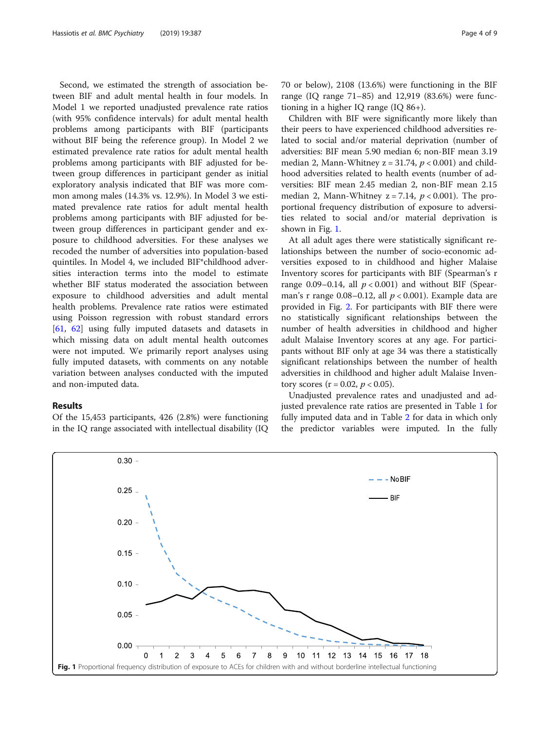Second, we estimated the strength of association between BIF and adult mental health in four models. In Model 1 we reported unadjusted prevalence rate ratios (with 95% confidence intervals) for adult mental health problems among participants with BIF (participants without BIF being the reference group). In Model 2 we estimated prevalence rate ratios for adult mental health problems among participants with BIF adjusted for between group differences in participant gender as initial exploratory analysis indicated that BIF was more common among males (14.3% vs. 12.9%). In Model 3 we estimated prevalence rate ratios for adult mental health problems among participants with BIF adjusted for between group differences in participant gender and exposure to childhood adversities. For these analyses we recoded the number of adversities into population-based quintiles. In Model 4, we included BIF*childhood adversities interaction terms into the model to estimate whether BIF status moderated the association between exposure to childhood adversities and adult mental health problems. Prevalence rate ratios were estimated using Poisson regression with robust standard errors [61, 62] using fully imputed datasets and datasets in which missing data on adult mental health outcomes were not imputed. We primarily report analyses using fully imputed datasets, with comments on any notable variation between analyses conducted with the imputed and non-imputed data.

## Results

Of the 15,453 participants, 426 (2.8%) were functioning in the IQ range associated with intellectual disability (IQ 70 or below), 2108 (13.6%) were functioning in the BIF range (IQ range 71–85) and 12,919 (83.6%) were functioning in a higher IQ range (IQ 86+).

Children with BIF were significantly more likely than their peers to have experienced childhood adversities related to social and/or material deprivation (number of adversities: BIF mean 5.90 median 6; non-BIF mean 3.19 median 2, Mann-Whitney $z = 31.74$, $p < 0.001$) and childhood adversities related to health events (number of adversities: BIF mean 2.45 median 2, non-BIF mean 2.15 median 2, Mann-Whitney $z = 7.14$, $p < 0.001$). The proportional frequency distribution of exposure to adversities related to social and/or material deprivation is shown in Fig. 1.

At all adult ages there were statistically significant relationships between the number of socio-economic adversities exposed to in childhood and higher Malaise Inventory scores for participants with BIF (Spearman's r range 0.09–0.14, all $p < 0.001$) and without BIF (Spearman's r range 0.08–0.12, all $p < 0.001$). Example data are provided in Fig. 2. For participants with BIF there were no statistically significant relationships between the number of health adversities in childhood and higher adult Malaise Inventory scores at any age. For participants without BIF only at age 34 was there a statistically significant relationships between the number of health adversities in childhood and higher adult Malaise Inventory scores ($r = 0.02$, $p < 0.05$).

Unadjusted prevalence rates and unadjusted and adjusted prevalence rate ratios are presented in Table 1 for fully imputed data and in Table 2 for data in which only the predictor variables were imputed. In the fully

**Fig. 1** Proportional frequency distribution of exposure to ACEs for children with and without borderline intellectual functioning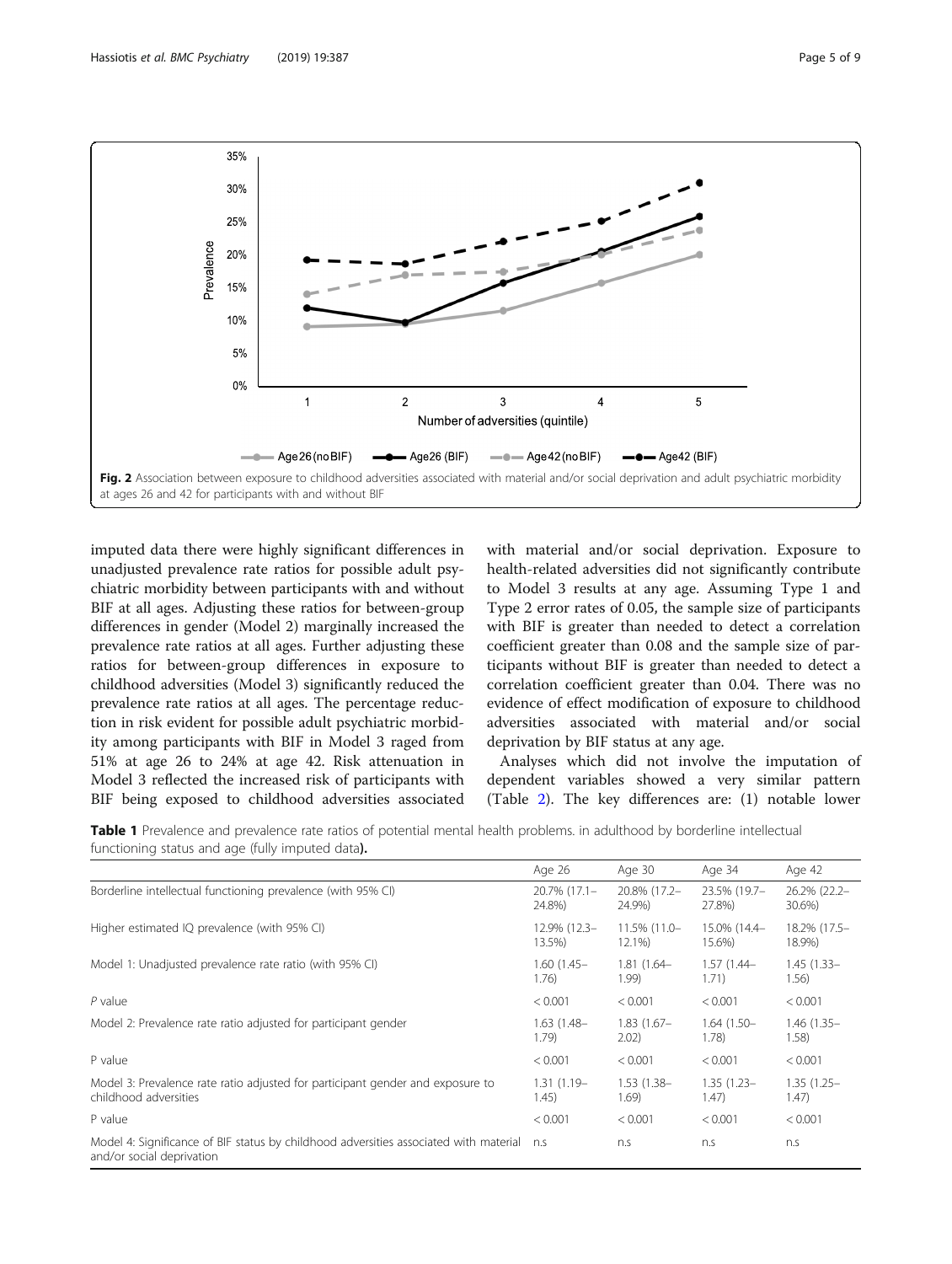Fig. 2 Association between exposure to childhood adversities associated with material and/or social deprivation and adult psychiatric morbidity at ages 26 and 42 for participants with and without BIF

imputed data there were highly significant differences in unadjusted prevalence rate ratios for possible adult psychiatric morbidity between participants with and without BIF at all ages. Adjusting these ratios for between-group differences in gender (Model 2) marginally increased the prevalence rate ratios at all ages. Further adjusting these ratios for between-group differences in exposure to childhood adversities (Model 3) significantly reduced the prevalence rate ratios at all ages. The percentage reduction in risk evident for possible adult psychiatric morbidity among participants with BIF in Model 3 raged from 51% at age 26 to 24% at age 42. Risk attenuation in Model 3 reflected the increased risk of participants with BIF being exposed to childhood adversities associated with material and/or social deprivation. Exposure to health-related adversities did not significantly contribute to Model 3 results at any age. Assuming Type 1 and Type 2 error rates of 0.05, the sample size of participants with BIF is greater than needed to detect a correlation coefficient greater than 0.08 and the sample size of participants without BIF is greater than needed to detect a correlation coefficient greater than 0.04. There was no evidence of effect modification of exposure to childhood adversities associated with material and/or social deprivation by BIF status at any age.

Analyses which did not involve the imputation of dependent variables showed a very similar pattern (Table 2). The key differences are: (1) notable lower

**Table 1** Prevalence and prevalence rate ratios of potential mental health problems. in adulthood by borderline intellectual functioning status and age (fully imputed data**).**

| | Age 26 | Age 30 | Age 34 | Age 42 |
|---|---|---|---|---|
| Borderline intellectual functioning prevalence (with 95% CI) | 20.7% (17.1–24.8%) | 20.8% (17.2–24.9%) | 23.5% (19.7–27.8%) | 26.2% (22.2–30.6%) |
| Higher estimated IQ prevalence (with 95% CI) | 12.9% (12.3–13.5%) | 11.5% (11.0–12.1%) | 15.0% (14.4–15.6%) | 18.2% (17.5–18.9%) |
| Model 1: Unadjusted prevalence rate ratio (with 95% CI) | 1.60 (1.45–1.76) | 1.81 (1.64–1.99) | 1.57 (1.44–1.71) | 1.45 (1.33–1.56) |
| *P* value | < 0.001 | < 0.001 | < 0.001 | < 0.001 |
| Model 2: Prevalence rate ratio adjusted for participant gender | 1.63 (1.48–1.79) | 1.83 (1.67–2.02) | 1.64 (1.50–1.78) | 1.46 (1.35–1.58) |
| P value | < 0.001 | < 0.001 | < 0.001 | < 0.001 |
| Model 3: Prevalence rate ratio adjusted for participant gender and exposure to childhood adversities | 1.31 (1.19–1.45) | 1.53 (1.38–1.69) | 1.35 (1.23–1.47) | 1.35 (1.25–1.47) |
| P value | < 0.001 | < 0.001 | < 0.001 | < 0.001 |
| Model 4: Significance of BIF status by childhood adversities associated with material and/or social deprivation | n.s | n.s | n.s | n.s |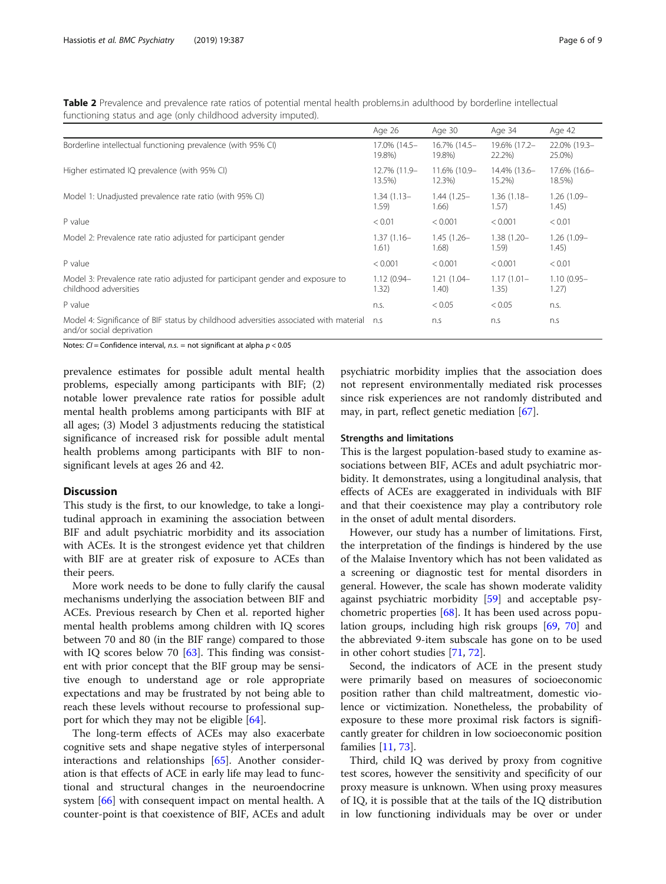**Table 2** Prevalence and prevalence rate ratios of potential mental health problems.in adulthood by borderline intellectual functioning status and age (only childhood adversity imputed).

| | Age 26 | Age 30 | Age 34 | Age 42 |
|---|---|---|---|---|
| Borderline intellectual functioning prevalence (with 95% CI) | 17.0% (14.5–19.8%) | 16.7% (14.5–19.8%) | 19.6% (17.2–22.2%) | 22.0% (19.3–25.0%) |
| Higher estimated IQ prevalence (with 95% CI) | 12.7% (11.9–13.5%) | 11.6% (10.9–12.3%) | 14.4% (13.6–15.2%) | 17.6% (16.6–18.5%) |
| Model 1: Unadjusted prevalence rate ratio (with 95% CI) | 1.34 (1.13–1.59) | 1.44 (1.25–1.66) | 1.36 (1.18–1.57) | 1.26 (1.09–1.45) |
| P value | < 0.01 | < 0.001 | < 0.001 | < 0.01 |
| Model 2: Prevalence rate ratio adjusted for participant gender | 1.37 (1.16–1.61) | 1.45 (1.26–1.68) | 1.38 (1.20–1.59) | 1.26 (1.09–1.45) |
| P value | < 0.001 | < 0.001 | < 0.001 | < 0.01 |
| Model 3: Prevalence rate ratio adjusted for participant gender and exposure to childhood adversities | 1.12 (0.94–1.32) | 1.21 (1.04–1.40) | 1.17 (1.01–1.35) | 1.10 (0.95–1.27) |
| P value | n.s. | < 0.05 | < 0.05 | n.s. |
| Model 4: Significance of BIF status by childhood adversities associated with material and/or social deprivation | n.s | n.s | n.s | n.s |

Notes: *CI* = Confidence interval, *n.s.* = not significant at alpha $p < 0.05$

prevalence estimates for possible adult mental health problems, especially among participants with BIF; (2) notable lower prevalence rate ratios for possible adult mental health problems among participants with BIF at all ages; (3) Model 3 adjustments reducing the statistical significance of increased risk for possible adult mental health problems among participants with BIF to non-significant levels at ages 26 and 42.

## Discussion

This study is the first, to our knowledge, to take a longitudinal approach in examining the association between BIF and adult psychiatric morbidity and its association with ACEs. It is the strongest evidence yet that children with BIF are at greater risk of exposure to ACEs than their peers.

More work needs to be done to fully clarify the causal mechanisms underlying the association between BIF and ACEs. Previous research by Chen et al. reported higher mental health problems among children with IQ scores between 70 and 80 (in the BIF range) compared to those with IQ scores below 70 [63]. This finding was consistent with prior concept that the BIF group may be sensitive enough to understand age or role appropriate expectations and may be frustrated by not being able to reach these levels without recourse to professional support for which they may not be eligible [64].

The long-term effects of ACEs may also exacerbate cognitive sets and shape negative styles of interpersonal interactions and relationships [65]. Another consideration is that effects of ACE in early life may lead to functional and structural changes in the neuroendocrine system [66] with consequent impact on mental health. A counter-point is that coexistence of BIF, ACEs and adult psychiatric morbidity implies that the association does not represent environmentally mediated risk processes since risk experiences are not randomly distributed and may, in part, reflect genetic mediation [67].

### Strengths and limitations

This is the largest population-based study to examine associations between BIF, ACEs and adult psychiatric morbidity. It demonstrates, using a longitudinal analysis, that effects of ACEs are exaggerated in individuals with BIF and that their coexistence may play a contributory role in the onset of adult mental disorders.

However, our study has a number of limitations. First, the interpretation of the findings is hindered by the use of the Malaise Inventory which has not been validated as a screening or diagnostic test for mental disorders in general. However, the scale has shown moderate validity against psychiatric morbidity [59] and acceptable psychometric properties [68]. It has been used across population groups, including high risk groups [69, 70] and the abbreviated 9-item subscale has gone on to be used in other cohort studies [71, 72].

Second, the indicators of ACE in the present study were primarily based on measures of socioeconomic position rather than child maltreatment, domestic violence or victimization. Nonetheless, the probability of exposure to these more proximal risk factors is significantly greater for children in low socioeconomic position families [11, 73].

Third, child IQ was derived by proxy from cognitive test scores, however the sensitivity and specificity of our proxy measure is unknown. When using proxy measures of IQ, it is possible that at the tails of the IQ distribution in low functioning individuals may be over or under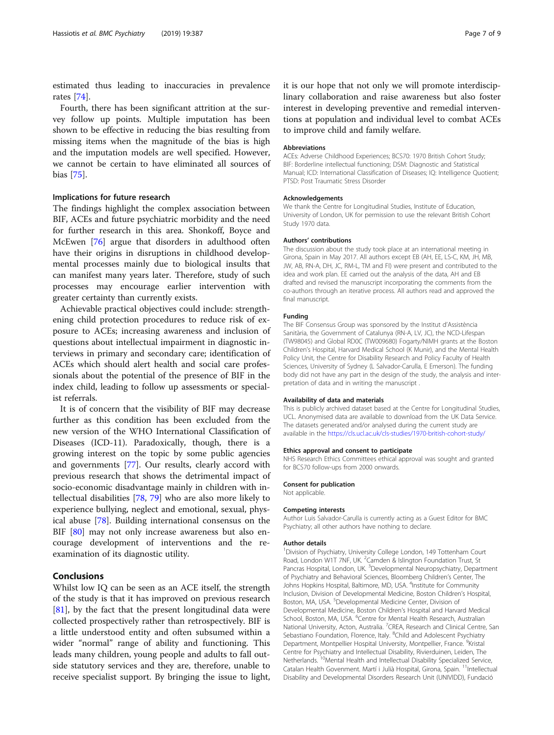estimated thus leading to inaccuracies in prevalence rates [74].

Fourth, there has been significant attrition at the survey follow up points. Multiple imputation has been shown to be effective in reducing the bias resulting from missing items when the magnitude of the bias is high and the imputation models are well specified. However, we cannot be certain to have eliminated all sources of bias [75].

### Implications for future research

The findings highlight the complex association between BIF, ACEs and future psychiatric morbidity and the need for further research in this area. Shonkoff, Boyce and McEwen [76] argue that disorders in adulthood often have their origins in disruptions in childhood developmental processes mainly due to biological insults that can manifest many years later. Therefore, study of such processes may encourage earlier intervention with greater certainty than currently exists.

Achievable practical objectives could include: strengthening child protection procedures to reduce risk of exposure to ACEs; increasing awareness and inclusion of questions about intellectual impairment in diagnostic interviews in primary and secondary care; identification of ACEs which should alert health and social care professionals about the potential of the presence of BIF in the index child, leading to follow up assessments or specialist referrals.

It is of concern that the visibility of BIF may decrease further as this condition has been excluded from the new version of the WHO International Classification of Diseases (ICD-11). Paradoxically, though, there is a growing interest on the topic by some public agencies and governments [77]. Our results, clearly accord with previous research that shows the detrimental impact of socio-economic disadvantage mainly in children with intellectual disabilities [78, 79] who are also more likely to experience bullying, neglect and emotional, sexual, physical abuse [78]. Building international consensus on the BIF [80] may not only increase awareness but also encourage development of interventions and the re-examination of its diagnostic utility.

## Conclusions

Whilst low IQ can be seen as an ACE itself, the strength of the study is that it has improved on previous research [81], by the fact that the present longitudinal data were collected prospectively rather than retrospectively. BIF is a little understood entity and often subsumed within a wider "normal" range of ability and functioning. This leads many children, young people and adults to fall outside statutory services and they are, therefore, unable to receive specialist support. By bringing the issue to light, it is our hope that not only we will promote interdisciplinary collaboration and raise awareness but also foster interest in developing preventive and remedial interventions at population and individual level to combat ACEs to improve child and family welfare.

#### Abbreviations

ACEs: Adverse Childhood Experiences; BCS70: 1970 British Cohort Study; BIF: Borderline intellectual functioning; DSM: Diagnostic and Statistical Manual; ICD: International Classification of Diseases; IQ: Intelligence Quotient; PTSD: Post Traumatic Stress Disorder

#### Acknowledgements

We thank the Centre for Longitudinal Studies, Institute of Education, University of London, UK for permission to use the relevant British Cohort Study 1970 data.

#### Authors' contributions

The discussion about the study took place at an international meeting in Girona, Spain in May 2017. All authors except EB (AH, EE, LS-C, KM, JH, MB, JW, AB, RN-A, DH, JC, RM-L, TM and FI) were present and contributed to the idea and work plan. EE carried out the analysis of the data, AH and EB drafted and revised the manuscript incorporating the comments from the co-authors through an iterative process. All authors read and approved the final manuscript.

#### Funding

The BIF Consensus Group was sponsored by the Institut d'Assistència Sanitària, the Government of Catalunya (RN-A, LV, JC), the NCD-Lifespan (TW98045) and Global RD0C (TW009680) Fogarty/NIMH grants at the Boston Children's Hospital, Harvard Medical School (K Munir), and the Mental Health Policy Unit, the Centre for Disability Research and Policy Faculty of Health Sciences, University of Sydney (L Salvador-Carulla, E Emerson). The funding body did not have any part in the design of the study, the analysis and interpretation of data and in writing the manuscript .

#### Availability of data and materials

This is publicly archived dataset based at the Centre for Longitudinal Studies, UCL. Anonymised data are available to download from the UK Data Service. The datasets generated and/or analysed during the current study are available in the https://cls.ucl.ac.uk/cls-studies/1970-british-cohort-study/

#### Ethics approval and consent to participate

NHS Research Ethics Committees ethical approval was sought and granted for BCS70 follow-ups from 2000 onwards.

#### Consent for publication

Not applicable.

#### Competing interests

Author Luis Salvador-Carulla is currently acting as a Guest Editor for BMC Psychiatry; all other authors have nothing to declare.

#### Author details

[1]Division of Psychiatry, University College London, 149 Tottenham Court Road, London W1T 7NF, UK. [2]Camden & Islington Foundation Trust, St Pancras Hospital, London, UK. [3]Developmental Neuropsychiatry, Department of Psychiatry and Behavioral Sciences, Bloomberg Children's Center, The Johns Hopkins Hospital, Baltimore, MD, USA. [4]Institute for Community Inclusion, Division of Developmental Medicine, Boston Children's Hospital, Boston, MA, USA. [5]Developmental Medicine Center, Division of Developmental Medicine, Boston Children's Hospital and Harvard Medical School, Boston, MA, USA. [6]Centre for Mental Health Research, Australian National University, Acton, Australia. [7]CREA, Research and Clinical Centre, San Sebastiano Foundation, Florence, Italy. [8]Child and Adolescent Psychiatry Department, Montpellier Hospital University, Montpellier, France. [9]Kristal Centre for Psychiatry and Intellectual Disability, Rivierduinen, Leiden, The Netherlands. [10]Mental Health and Intellectual Disability Specialized Service, Catalan Health Govenment. Martí i Julià Hospital, Girona, Spain. [11]Intellectual Disability and Developmental Disorders Research Unit (UNIVIDD), Fundació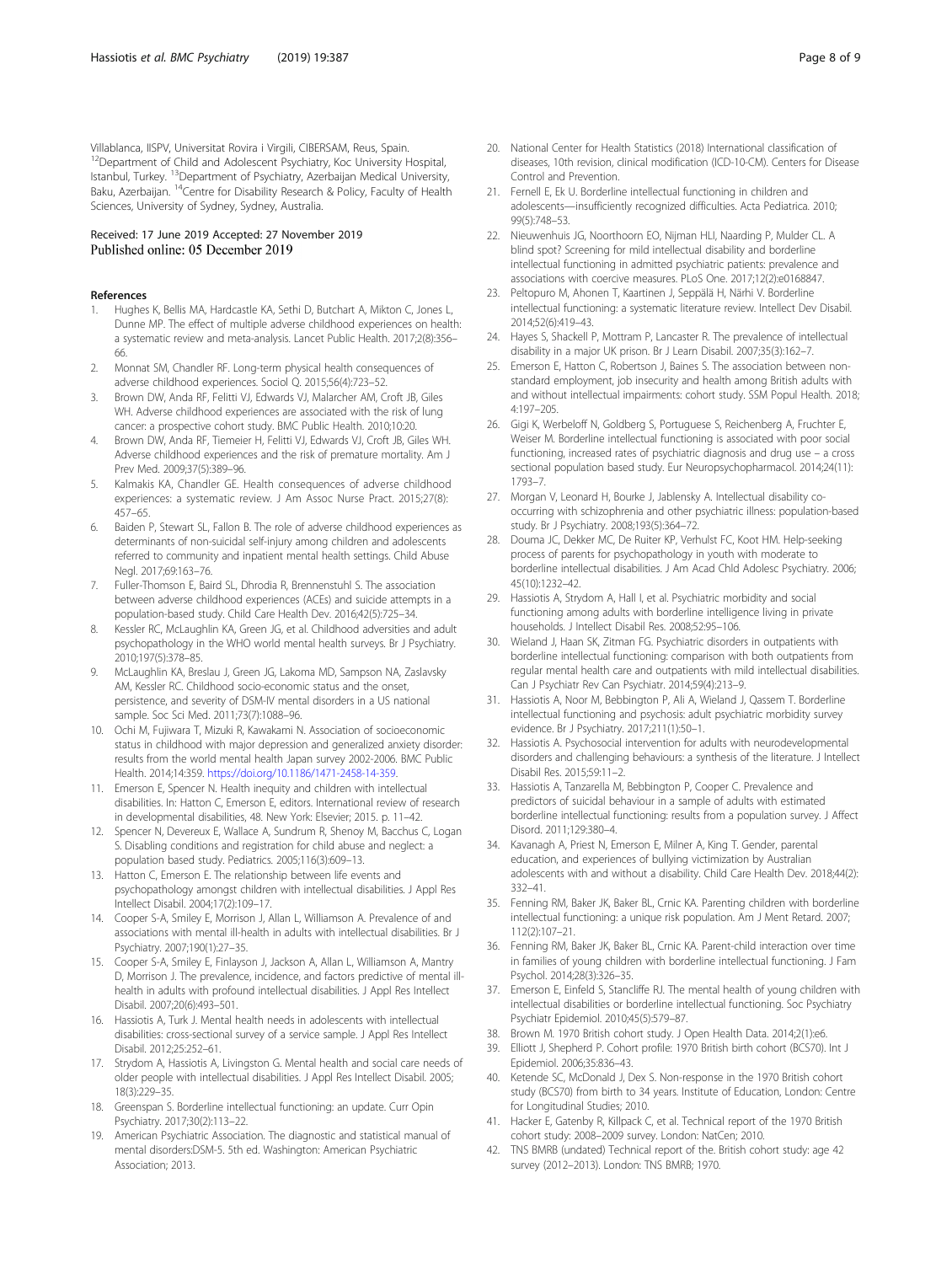Villablanca, IISPV, Universitat Rovira i Virgili, CIBERSAM, Reus, Spain. [12]Department of Child and Adolescent Psychiatry, Koc University Hospital, Istanbul, Turkey. [13]Department of Psychiatry, Azerbaijan Medical University, Baku, Azerbaijan. [14]Centre for Disability Research & Policy, Faculty of Health Sciences, University of Sydney, Sydney, Australia.

Received: 17 June 2019 Accepted: 27 November 2019
Published online: 05 December 2019

## References

1. Hughes K, Bellis MA, Hardcastle KA, Sethi D, Butchart A, Mikton C, Jones L, Dunne MP. The effect of multiple adverse childhood experiences on health: a systematic review and meta-analysis. Lancet Public Health. 2017;2(8):356–66.
2. Monnat SM, Chandler RF. Long-term physical health consequences of adverse childhood experiences. Sociol Q. 2015;56(4):723–52.
3. Brown DW, Anda RF, Felitti VJ, Edwards VJ, Malarcher AM, Croft JB, Giles WH. Adverse childhood experiences are associated with the risk of lung cancer: a prospective cohort study. BMC Public Health. 2010;10:20.
4. Brown DW, Anda RF, Tiemeier H, Felitti VJ, Edwards VJ, Croft JB, Giles WH. Adverse childhood experiences and the risk of premature mortality. Am J Prev Med. 2009;37(5):389–96.
5. Kalmakis KA, Chandler GE. Health consequences of adverse childhood experiences: a systematic review. J Am Assoc Nurse Pract. 2015;27(8):457–65.
6. Baiden P, Stewart SL, Fallon B. The role of adverse childhood experiences as determinants of non-suicidal self-injury among children and adolescents referred to community and inpatient mental health settings. Child Abuse Negl. 2017;69:163–76.
7. Fuller-Thomson E, Baird SL, Dhrodia R, Brennenstuhl S. The association between adverse childhood experiences (ACEs) and suicide attempts in a population-based study. Child Care Health Dev. 2016;42(5):725–34.
8. Kessler RC, McLaughlin KA, Green JG, et al. Childhood adversities and adult psychopathology in the WHO world mental health surveys. Br J Psychiatry. 2010;197(5):378–85.
9. McLaughlin KA, Breslau J, Green JG, Lakoma MD, Sampson NA, Zaslavsky AM, Kessler RC. Childhood socio-economic status and the onset, persistence, and severity of DSM-IV mental disorders in a US national sample. Soc Sci Med. 2011;73(7):1088–96.
10. Ochi M, Fujiwara T, Mizuki R, Kawakami N. Association of socioeconomic status in childhood with major depression and generalized anxiety disorder: results from the world mental health Japan survey 2002-2006. BMC Public Health. 2014;14:359. https://doi.org/10.1186/1471-2458-14-359.
11. Emerson E, Spencer N. Health inequity and children with intellectual disabilities. In: Hatton C, Emerson E, editors. International review of research in developmental disabilities, 48. New York: Elsevier; 2015. p. 11–42.
12. Spencer N, Devereux E, Wallace A, Sundrum R, Shenoy M, Bacchus C, Logan S. Disabling conditions and registration for child abuse and neglect: a population based study. Pediatrics. 2005;116(3):609–13.
13. Hatton C, Emerson E. The relationship between life events and psychopathology amongst children with intellectual disabilities. J Appl Res Intellect Disabil. 2004;17(2):109–17.
14. Cooper S-A, Smiley E, Morrison J, Allan L, Williamson A. Prevalence of and associations with mental ill-health in adults with intellectual disabilities. Br J Psychiatry. 2007;190(1):27–35.
15. Cooper S-A, Smiley E, Finlayson J, Jackson A, Allan L, Williamson A, Mantry D, Morrison J. The prevalence, incidence, and factors predictive of mental ill-health in adults with profound intellectual disabilities. J Appl Res Intellect Disabil. 2007;20(6):493–501.
16. Hassiotis A, Turk J. Mental health needs in adolescents with intellectual disabilities: cross-sectional survey of a service sample. J Appl Res Intellect Disabil. 2012;25:252–61.
17. Strydom A, Hassiotis A, Livingston G. Mental health and social care needs of older people with intellectual disabilities. J Appl Res Intellect Disabil. 2005;18(3):229–35.
18. Greenspan S. Borderline intellectual functioning: an update. Curr Opin Psychiatry. 2017;30(2):113–22.
19. American Psychiatric Association. The diagnostic and statistical manual of mental disorders:DSM-5. 5th ed. Washington: American Psychiatric Association; 2013.
20. National Center for Health Statistics (2018) International classification of diseases, 10th revision, clinical modification (ICD-10-CM). Centers for Disease Control and Prevention.
21. Fernell E, Ek U. Borderline intellectual functioning in children and adolescents—insufficiently recognized difficulties. Acta Pediatrica. 2010;99(5):748–53.
22. Nieuwenhuis JG, Noorthoorn EO, Nijman HLI, Naarding P, Mulder CL. A blind spot? Screening for mild intellectual disability and borderline intellectual functioning in admitted psychiatric patients: prevalence and associations with coercive measures. PLoS One. 2017;12(2):e0168847.
23. Peltopuro M, Ahonen T, Kaartinen J, Seppälä H, Närhi V. Borderline intellectual functioning: a systematic literature review. Intellect Dev Disabil. 2014;52(6):419–43.
24. Hayes S, Shackell P, Mottram P, Lancaster R. The prevalence of intellectual disability in a major UK prison. Br J Learn Disabil. 2007;35(3):162–7.
25. Emerson E, Hatton C, Robertson J, Baines S. The association between non-standard employment, job insecurity and health among British adults with and without intellectual impairments: cohort study. SSM Popul Health. 2018;4:197–205.
26. Gigi K, Werbeloff N, Goldberg S, Portuguese S, Reichenberg A, Fruchter E, Weiser M. Borderline intellectual functioning is associated with poor social functioning, increased rates of psychiatric diagnosis and drug use – a cross sectional population based study. Eur Neuropsychopharmacol. 2014;24(11):1793–7.
27. Morgan V, Leonard H, Bourke J, Jablensky A. Intellectual disability co-occurring with schizophrenia and other psychiatric illness: population-based study. Br J Psychiatry. 2008;193(5):364–72.
28. Douma JC, Dekker MC, De Ruiter KP, Verhulst FC, Koot HM. Help-seeking process of parents for psychopathology in youth with moderate to borderline intellectual disabilities. J Am Acad Chld Adolesc Psychiatry. 2006;45(10):1232–42.
29. Hassiotis A, Strydom A, Hall I, et al. Psychiatric morbidity and social functioning among adults with borderline intelligence living in private households. J Intellect Disabil Res. 2008;52:95–106.
30. Wieland J, Haan SK, Zitman FG. Psychiatric disorders in outpatients with borderline intellectual functioning: comparison with both outpatients from regular mental health care and outpatients with mild intellectual disabilities. Can J Psychiatr Rev Can Psychiatr. 2014;59(4):213–9.
31. Hassiotis A, Noor M, Bebbington P, Ali A, Wieland J, Qassem T. Borderline intellectual functioning and psychosis: adult psychiatric morbidity survey evidence. Br J Psychiatry. 2017;211(1):50–1.
32. Hassiotis A. Psychosocial intervention for adults with neurodevelopmental disorders and challenging behaviours: a synthesis of the literature. J Intellect Disabil Res. 2015;59:11–2.
33. Hassiotis A, Tanzarella M, Bebbington P, Cooper C. Prevalence and predictors of suicidal behaviour in a sample of adults with estimated borderline intellectual functioning: results from a population survey. J Affect Disord. 2011;129:380–4.
34. Kavanagh A, Priest N, Emerson E, Milner A, King T. Gender, parental education, and experiences of bullying victimization by Australian adolescents with and without a disability. Child Care Health Dev. 2018;44(2):332–41.
35. Fenning RM, Baker JK, Baker BL, Crnic KA. Parenting children with borderline intellectual functioning: a unique risk population. Am J Ment Retard. 2007;112(2):107–21.
36. Fenning RM, Baker JK, Baker BL, Crnic KA. Parent-child interaction over time in families of young children with borderline intellectual functioning. J Fam Psychol. 2014;28(3):326–35.
37. Emerson E, Einfeld S, Stancliffe RJ. The mental health of young children with intellectual disabilities or borderline intellectual functioning. Soc Psychiatry Psychiatr Epidemiol. 2010;45(5):579–87.
38. Brown M. 1970 British cohort study. J Open Health Data. 2014;2(1):e6.
39. Elliott J, Shepherd P. Cohort profile: 1970 British birth cohort (BCS70). Int J Epidemiol. 2006;35:836–43.
40. Ketende SC, McDonald J, Dex S. Non-response in the 1970 British cohort study (BCS70) from birth to 34 years. Institute of Education, London: Centre for Longitudinal Studies; 2010.
41. Hacker E, Gatenby R, Killpack C, et al. Technical report of the 1970 British cohort study: 2008–2009 survey. London: NatCen; 2010.
42. TNS BMRB (undated) Technical report of the. British cohort study: age 42 survey (2012–2013). London: TNS BMRB; 1970.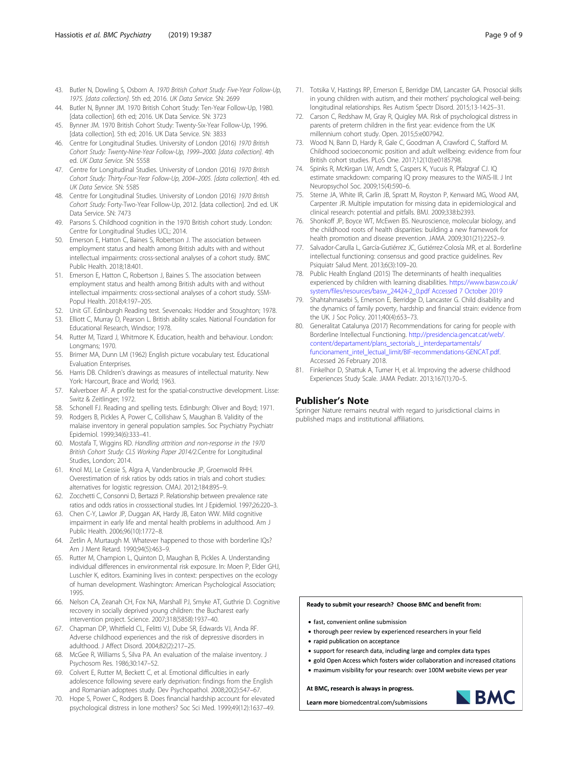43. Butler N, Dowling S, Osborn A. *1970 British Cohort Study: Five-Year Follow-Up, 1975. [data collection]*. 5th ed; 2016. *UK Data Service.* SN: 2699
44. Butler N, Bynner JM. 1970 British Cohort Study: Ten-Year Follow-Up, 1980. [data collection]. 6th ed; 2016. UK Data Service. SN: 3723
45. Bynner JM. 1970 British Cohort Study: Twenty-Six-Year Follow-Up, 1996. [data collection]. 5th ed; 2016. UK Data Service. SN: 3833
46. Centre for Longitudinal Studies. University of London (2016) *1970 British Cohort Study: Twenty-Nine-Year Follow-Up, 1999–2000. [data collection]*. 4th ed. *UK Data Service.* SN: 5558
47. Centre for Longitudinal Studies. University of London (2016) *1970 British Cohort Study: Thirty-Four-Year Follow-Up, 2004–2005. [data collection]*. 4th ed. *UK Data Service.* SN: 5585
48. Centre for Longitudinal Studies. University of London (2016) *1970 British Cohort Study:* Forty-Two-Year Follow-Up, 2012. [data collection]. 2nd ed. UK Data Service. SN: 7473
49. Parsons S. Childhood cognition in the 1970 British cohort study. London: Centre for Longitudinal Studies UCL; 2014.
50. Emerson E, Hatton C, Baines S, Robertson J. The association between employment status and health among British adults with and without intellectual impairments: cross-sectional analyses of a cohort study. BMC Public Health. 2018;18:401.
51. Emerson E, Hatton C, Robertson J, Baines S. The association between employment status and health among British adults with and without intellectual impairments: cross-sectional analyses of a cohort study. SSM-Popul Health. 2018;4:197–205.
52. Unit GT. Edinburgh Reading test. Sevenoaks: Hodder and Stoughton; 1978.
53. Elliott C, Murray D, Pearson L. British ability scales. National Foundation for Educational Research, Windsor; 1978.
54. Rutter M, Tizard J, Whitmore K. Education, health and behaviour. London: Longmans; 1970.
55. Brimer MA, Dunn LM (1962) English picture vocabulary test. Educational Evaluation Enterprises.
56. Harris DB. Children's drawings as measures of intellectual maturity. New York: Harcourt, Brace and World; 1963.
57. Kalverboer AF. A profile test for the spatial-constructive development. Lisse: Switz & Zeitlinger; 1972.
58. Schonell FJ. Reading and spelling tests. Edinburgh: Oliver and Boyd; 1971.
59. Rodgers B, Pickles A, Power C, Collishaw S, Maughan B. Validity of the malaise inventory in general population samples. Soc Psychiatry Psychiatr Epidemiol. 1999;34(6):333–41.
60. Mostafa T, Wiggins RD. *Handling attrition and non-response in the 1970 British Cohort Study: CLS Working Paper 2014/2.*Centre for Longitudinal Studies, London; 2014.
61. Knol MJ, Le Cessie S, Algra A, Vandenbroucke JP, Groenwold RHH. Overestimation of risk ratios by odds ratios in trials and cohort studies: alternatives for logistic regression. CMAJ. 2012;184:895–9.
62. Zocchetti C, Consonni D, Bertazzi P. Relationship between prevalence rate ratios and odds ratios in crosssectional studies. Int J Epidemiol. 1997;26:220–3.
63. Chen C-Y, Lawlor JP, Duggan AK, Hardy JB, Eaton WW. Mild cognitive impairment in early life and mental health problems in adulthood. Am J Public Health. 2006;96(10):1772–8.
64. Zetlin A, Murtaugh M. Whatever happened to those with borderline IQs? Am J Ment Retard. 1990;94(5):463–9.
65. Rutter M, Champion L, Quinton D, Maughan B, Pickles A. Understanding individual differences in environmental risk exposure. In: Moen P, Elder GHJ, Luschler K, editors. Examining lives in context: perspectives on the ecology of human development. Washington: American Psychological Association; 1995.
66. Nelson CA, Zeanah CH, Fox NA, Marshall PJ, Smyke AT, Guthrie D. Cognitive recovery in socially deprived young children: the Bucharest early intervention project. Science. 2007;318(5858):1937–40.
67. Chapman DP, Whitfield CL, Felitti VJ, Dube SR, Edwards VJ, Anda RF. Adverse childhood experiences and the risk of depressive disorders in adulthood. J Affect Disord. 2004;82(2):217–25.
68. McGee R, Williams S, Silva PA. An evaluation of the malaise inventory. J Psychosom Res. 1986;30:147–52.
69. Colvert E, Rutter M, Beckett C, et al. Emotional difficulties in early adolescence following severe early deprivation: findings from the English and Romanian adoptees study. Dev Psychopathol. 2008;20(2):547–67.
70. Hope S, Power C, Rodgers B. Does financial hardship account for elevated psychological distress in lone mothers? Soc Sci Med. 1999;49(12):1637–49.
71. Totsika V, Hastings RP, Emerson E, Berridge DM, Lancaster GA. Prosocial skills in young children with autism, and their mothers' psychological well-being: longitudinal relationships. Res Autism Spectr Disord. 2015;13-14:25–31.
72. Carson C, Redshaw M, Gray R, Quigley MA. Risk of psychological distress in parents of preterm children in the first year: evidence from the UK millennium cohort study. Open. 2015;5:e007942.
73. Wood N, Bann D, Hardy R, Gale C, Goodman A, Crawford C, Stafford M. Childhood socioeconomic position and adult wellbeing: evidence from four British cohort studies. PLoS One. 2017;12(10):e0185798.
74. Spinks R, McKirgan LW, Arndt S, Caspers K, Yucuis R, Pfalzgraf CJ. IQ estimate smackdown: comparing IQ proxy measures to the WAIS-III. J Int Neuropsychol Soc. 2009;15(4):590–6.
75. Sterne JA, White IR, Carlin JB, Spratt M, Royston P, Kenward MG, Wood AM, Carpenter JR. Multiple imputation for missing data in epidemiological and clinical research: potential and pitfalls. BMJ. 2009;338:b2393.
76. Shonkoff JP, Boyce WT, McEwen BS. Neuroscience, molecular biology, and the childhood roots of health disparities: building a new framework for health promotion and disease prevention. JAMA. 2009;301(21):2252–9.
77. Salvador-Carulla L, García-Gutiérrez JC, Gutiérrez-Colosía MR, et al. Borderline intellectual functioning: consensus and good practice guidelines. Rev Psiquiatr Salud Ment. 2013;6(3):109–20.
78. Public Health England (2015) The determinants of health inequalities experienced by children with learning disabilities. https://www.basw.co.uk/system/files/resources/basw_24424-2_0.pdf Accessed 7 October 2019
79. Shahtahmasebi S, Emerson E, Berridge D, Lancaster G. Child disability and the dynamics of family poverty, hardship and financial strain: evidence from the UK. J Soc Policy. 2011;40(4):653–73.
80. Generalitat Catalunya (2017) Recommendations for caring for people with Borderline Intellectual Functioning. http://presidencia.gencat.cat/web/.content/departament/plans_sectorials_i_interdepartamentals/funcionament_intel_lectual_limit/BIF-recommendations-GENCAT.pdf. Accessed 26 February 2018.
81. Finkelhor D, Shattuk A, Turner H, et al. Improving the adverse childhood Experiences Study Scale. JAMA Pediatr. 2013;167(1):70–5.

## Publisher's Note

Springer Nature remains neutral with regard to jurisdictional claims in published maps and institutional affiliations.

**Ready to submit your research? Choose BMC and benefit from:**

- fast, convenient online submission
- thorough peer review by experienced researchers in your field
- rapid publication on acceptance
- support for research data, including large and complex data types
- gold Open Access which fosters wider collaboration and increased citations
- maximum visibility for your research: over 100M website views per year

**At BMC, research is always in progress.**

**Learn more** biomedcentral.com/submissions

BMC